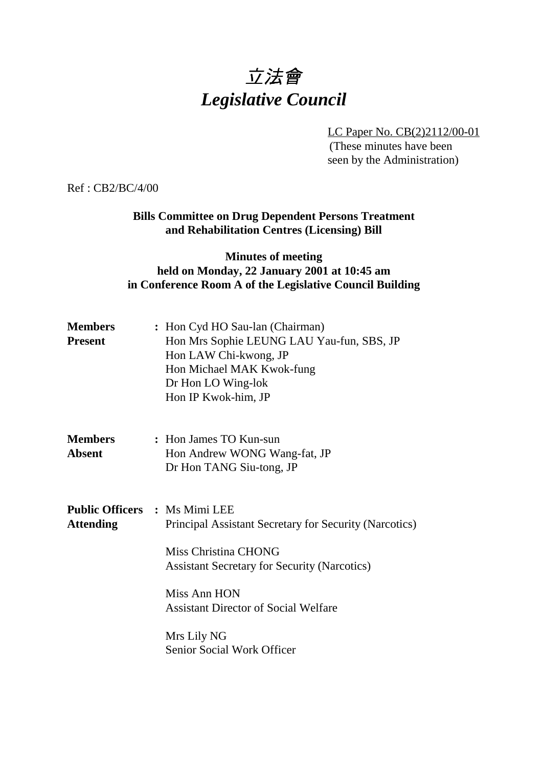# *立法會*
# *Legislative Council*

LC Paper No. CB(2)2112/00-01
(These minutes have been seen by the Administration)

Ref : CB2/BC/4/00

**Bills Committee on Drug Dependent Persons Treatment and Rehabilitation Centres (Licensing) Bill**

**Minutes of meeting held on Monday, 22 January 2001 at 10:45 am in Conference Room A of the Legislative Council Building**

| | | |
|---|---|---|
| **Members Present** | : | Hon Cyd HO Sau-lan (Chairman)<br>Hon Mrs Sophie LEUNG LAU Yau-fun, SBS, JP<br>Hon LAW Chi-kwong, JP<br>Hon Michael MAK Kwok-fung<br>Dr Hon LO Wing-lok<br>Hon IP Kwok-him, JP |
| **Members Absent** | : | Hon James TO Kun-sun<br>Hon Andrew WONG Wang-fat, JP<br>Dr Hon TANG Siu-tong, JP |
| **Public Officers Attending** | : | Ms Mimi LEE<br>Principal Assistant Secretary for Security (Narcotics)<br><br>Miss Christina CHONG<br>Assistant Secretary for Security (Narcotics)<br><br>Miss Ann HON<br>Assistant Director of Social Welfare<br><br>Mrs Lily NG<br>Senior Social Work Officer |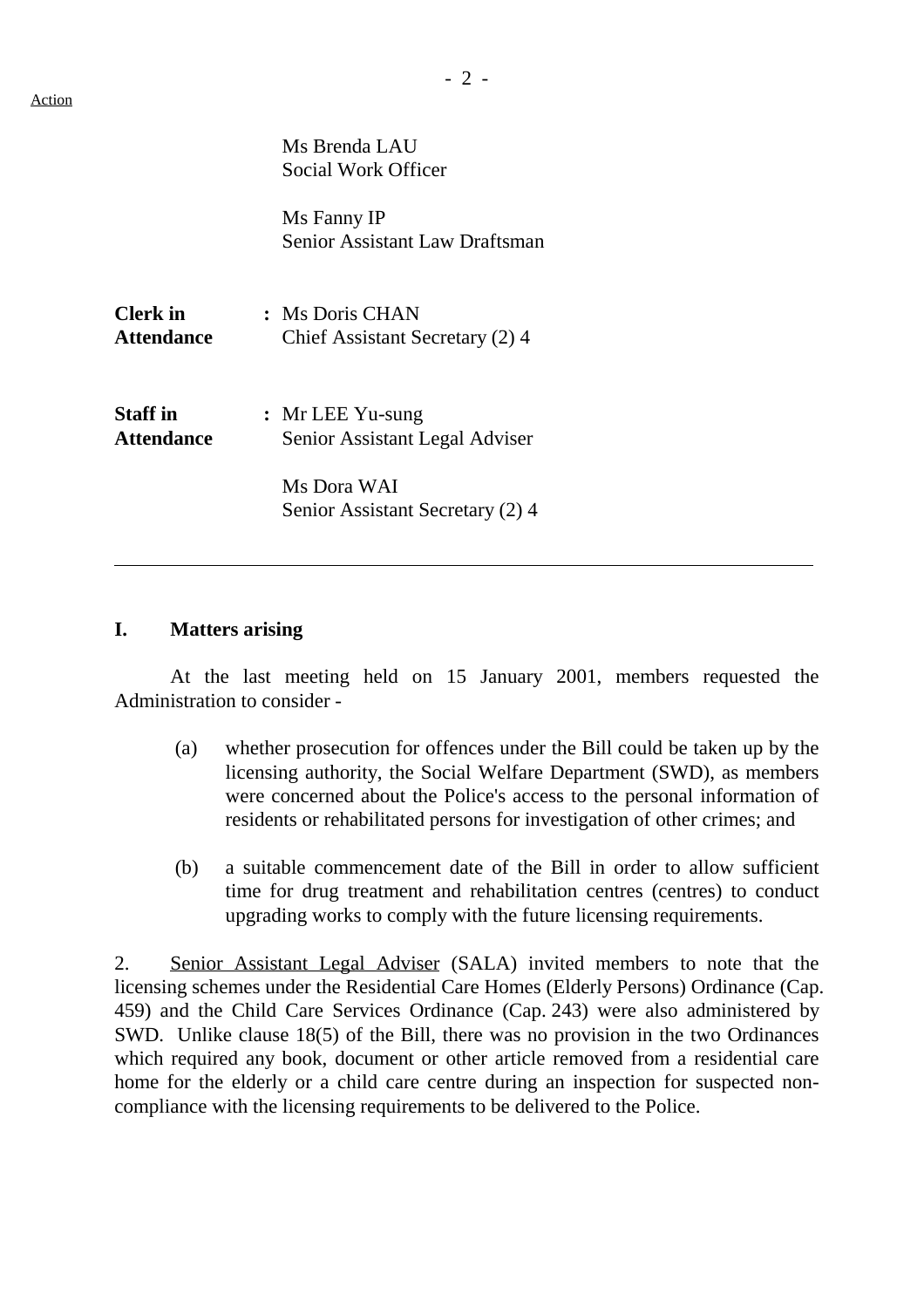Action

Ms Brenda LAU
Social Work Officer

Ms Fanny IP
Senior Assistant Law Draftsman

**Clerk in Attendance** : Ms Doris CHAN
Chief Assistant Secretary (2) 4

**Staff in Attendance** : Mr LEE Yu-sung
Senior Assistant Legal Adviser

Ms Dora WAI
Senior Assistant Secretary (2) 4

---

## I. Matters arising

At the last meeting held on 15 January 2001, members requested the Administration to consider -

(a) whether prosecution for offences under the Bill could be taken up by the licensing authority, the Social Welfare Department (SWD), as members were concerned about the Police's access to the personal information of residents or rehabilitated persons for investigation of other crimes; and

(b) a suitable commencement date of the Bill in order to allow sufficient time for drug treatment and rehabilitation centres (centres) to conduct upgrading works to comply with the future licensing requirements.

2. Senior Assistant Legal Adviser (SALA) invited members to note that the licensing schemes under the Residential Care Homes (Elderly Persons) Ordinance (Cap. 459) and the Child Care Services Ordinance (Cap. 243) were also administered by SWD. Unlike clause 18(5) of the Bill, there was no provision in the two Ordinances which required any book, document or other article removed from a residential care home for the elderly or a child care centre during an inspection for suspected non-compliance with the licensing requirements to be delivered to the Police.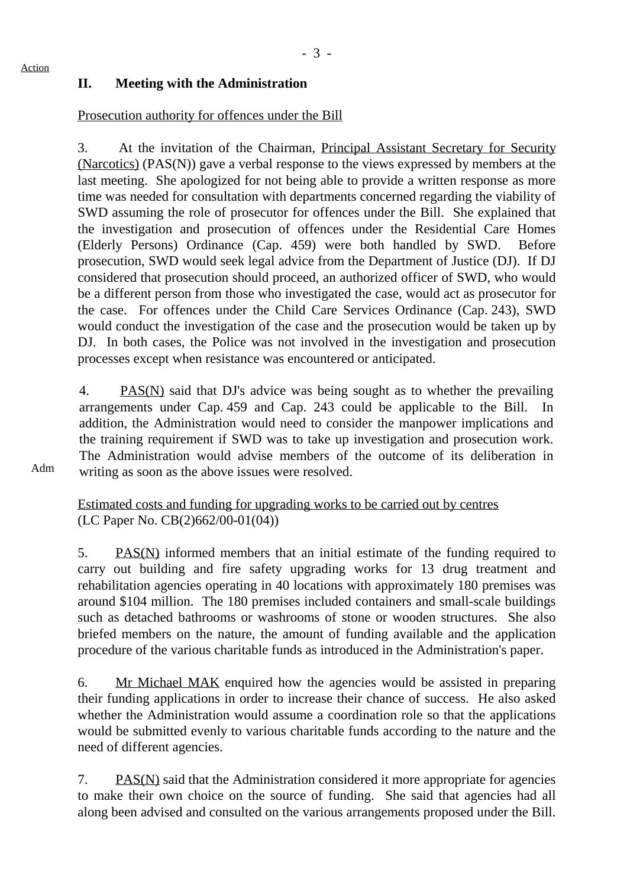Action

## II. Meeting with the Administration

Prosecution authority for offences under the Bill

3. At the invitation of the Chairman, Principal Assistant Secretary for Security (Narcotics) (PAS(N)) gave a verbal response to the views expressed by members at the last meeting. She apologized for not being able to provide a written response as more time was needed for consultation with departments concerned regarding the viability of SWD assuming the role of prosecutor for offences under the Bill. She explained that the investigation and prosecution of offences under the Residential Care Homes (Elderly Persons) Ordinance (Cap. 459) were both handled by SWD. Before prosecution, SWD would seek legal advice from the Department of Justice (DJ). If DJ considered that prosecution should proceed, an authorized officer of SWD, who would be a different person from those who investigated the case, would act as prosecutor for the case. For offences under the Child Care Services Ordinance (Cap. 243), SWD would conduct the investigation of the case and the prosecution would be taken up by DJ. In both cases, the Police was not involved in the investigation and prosecution processes except when resistance was encountered or anticipated.

4. PAS(N) said that DJ's advice was being sought as to whether the prevailing arrangements under Cap. 459 and Cap. 243 could be applicable to the Bill. In addition, the Administration would need to consider the manpower implications and the training requirement if SWD was to take up investigation and prosecution work. The Administration would advise members of the outcome of its deliberation in writing as soon as the above issues were resolved.

Adm

Estimated costs and funding for upgrading works to be carried out by centres
(LC Paper No. CB(2)662/00-01(04))

5. PAS(N) informed members that an initial estimate of the funding required to carry out building and fire safety upgrading works for 13 drug treatment and rehabilitation agencies operating in 40 locations with approximately 180 premises was around $104 million. The 180 premises included containers and small-scale buildings such as detached bathrooms or washrooms of stone or wooden structures. She also briefed members on the nature, the amount of funding available and the application procedure of the various charitable funds as introduced in the Administration's paper.

6. Mr Michael MAK enquired how the agencies would be assisted in preparing their funding applications in order to increase their chance of success. He also asked whether the Administration would assume a coordination role so that the applications would be submitted evenly to various charitable funds according to the nature and the need of different agencies.

7. PAS(N) said that the Administration considered it more appropriate for agencies to make their own choice on the source of funding. She said that agencies had all along been advised and consulted on the various arrangements proposed under the Bill.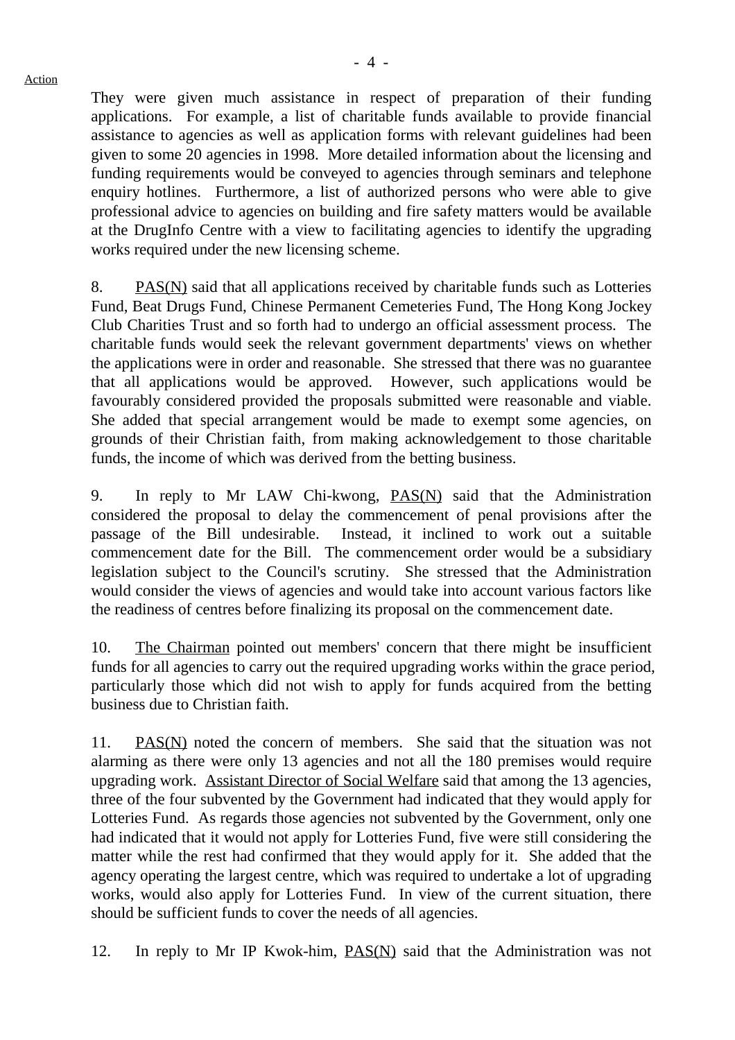They were given much assistance in respect of preparation of their funding applications. For example, a list of charitable funds available to provide financial assistance to agencies as well as application forms with relevant guidelines had been given to some 20 agencies in 1998. More detailed information about the licensing and funding requirements would be conveyed to agencies through seminars and telephone enquiry hotlines. Furthermore, a list of authorized persons who were able to give professional advice to agencies on building and fire safety matters would be available at the DrugInfo Centre with a view to facilitating agencies to identify the upgrading works required under the new licensing scheme.

8. PAS(N) said that all applications received by charitable funds such as Lotteries Fund, Beat Drugs Fund, Chinese Permanent Cemeteries Fund, The Hong Kong Jockey Club Charities Trust and so forth had to undergo an official assessment process. The charitable funds would seek the relevant government departments' views on whether the applications were in order and reasonable. She stressed that there was no guarantee that all applications would be approved. However, such applications would be favourably considered provided the proposals submitted were reasonable and viable. She added that special arrangement would be made to exempt some agencies, on grounds of their Christian faith, from making acknowledgement to those charitable funds, the income of which was derived from the betting business.

9. In reply to Mr LAW Chi-kwong, PAS(N) said that the Administration considered the proposal to delay the commencement of penal provisions after the passage of the Bill undesirable. Instead, it inclined to work out a suitable commencement date for the Bill. The commencement order would be a subsidiary legislation subject to the Council's scrutiny. She stressed that the Administration would consider the views of agencies and would take into account various factors like the readiness of centres before finalizing its proposal on the commencement date.

10. The Chairman pointed out members' concern that there might be insufficient funds for all agencies to carry out the required upgrading works within the grace period, particularly those which did not wish to apply for funds acquired from the betting business due to Christian faith.

11. PAS(N) noted the concern of members. She said that the situation was not alarming as there were only 13 agencies and not all the 180 premises would require upgrading work. Assistant Director of Social Welfare said that among the 13 agencies, three of the four subvented by the Government had indicated that they would apply for Lotteries Fund. As regards those agencies not subvented by the Government, only one had indicated that it would not apply for Lotteries Fund, five were still considering the matter while the rest had confirmed that they would apply for it. She added that the agency operating the largest centre, which was required to undertake a lot of upgrading works, would also apply for Lotteries Fund. In view of the current situation, there should be sufficient funds to cover the needs of all agencies.

12. In reply to Mr IP Kwok-him, PAS(N) said that the Administration was not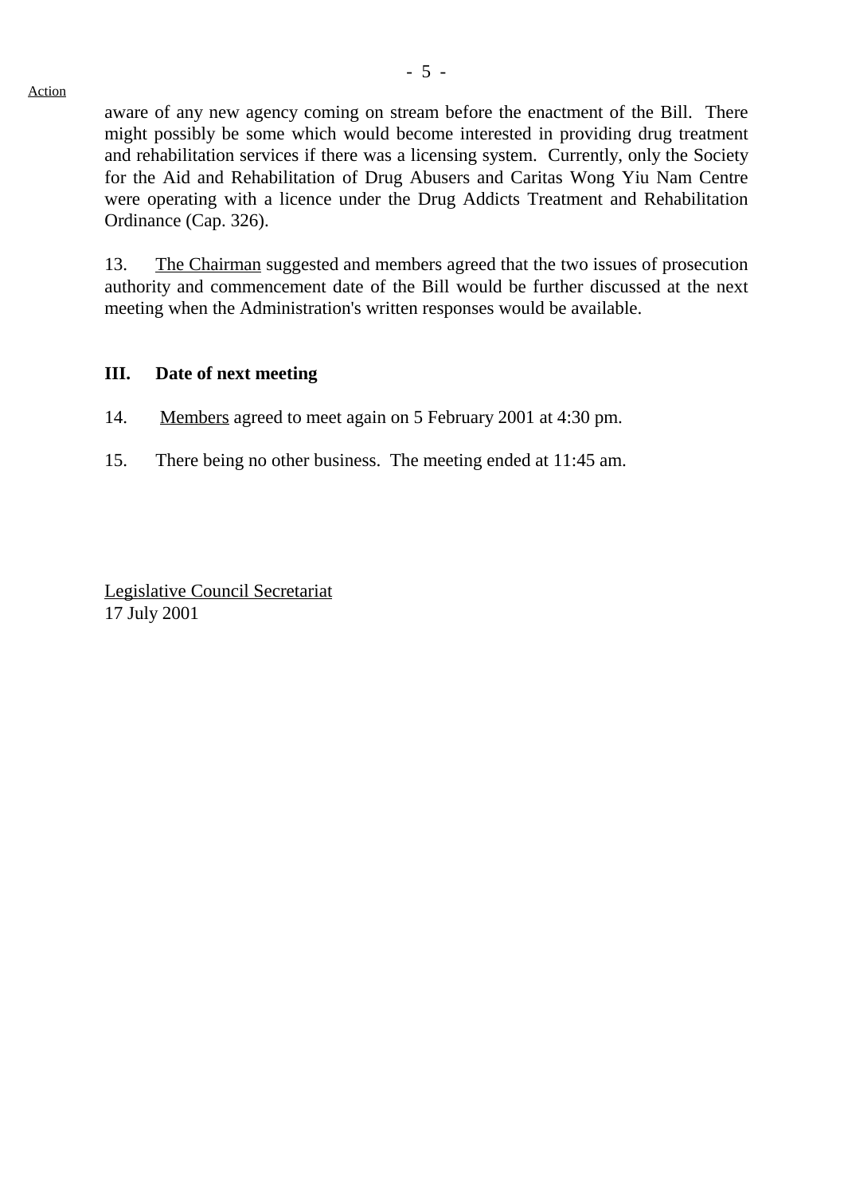Action

aware of any new agency coming on stream before the enactment of the Bill. There might possibly be some which would become interested in providing drug treatment and rehabilitation services if there was a licensing system. Currently, only the Society for the Aid and Rehabilitation of Drug Abusers and Caritas Wong Yiu Nam Centre were operating with a licence under the Drug Addicts Treatment and Rehabilitation Ordinance (Cap. 326).

13. The Chairman suggested and members agreed that the two issues of prosecution authority and commencement date of the Bill would be further discussed at the next meeting when the Administration's written responses would be available.

## III. Date of next meeting

14. Members agreed to meet again on 5 February 2001 at 4:30 pm.

15. There being no other business. The meeting ended at 11:45 am.

Legislative Council Secretariat
17 July 2001